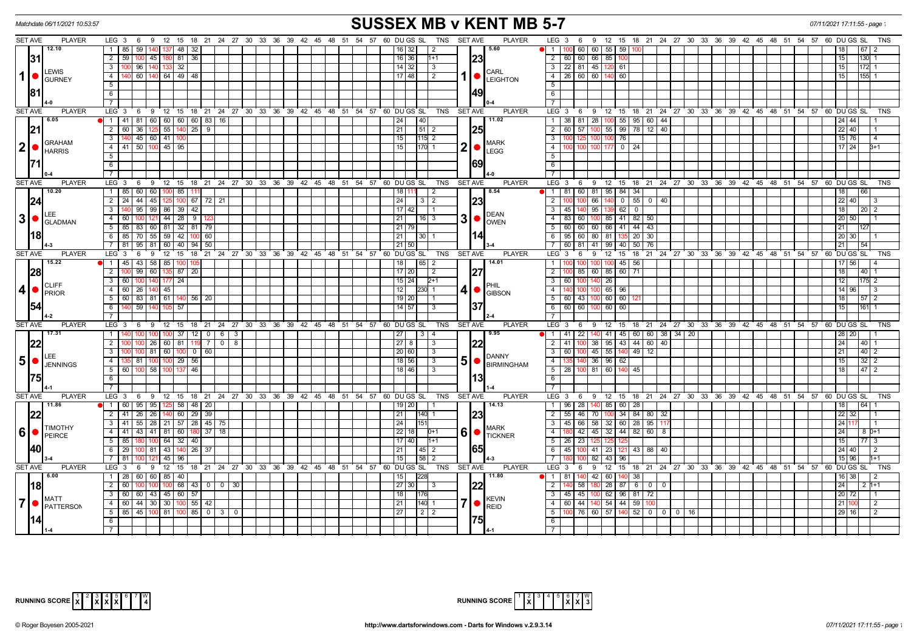Matchdate 06/11/2021 10:53:57

# SUSSEX MB v KENT MB 5-7

## Set 1

| SET AVE | PLAYER | LEG | 3 | 6 | 9 | 12 | 15 | 18 | 21 | 24 | 27 | 30 | DU | GS | SL | TNS |
|---|---|---|---|---|---|---|---|---|---|---|---|---|---|---|---|---|
| 12.10 / 31 / 81 | LEWIS GURNEY (4-0) | 1 | 85 | 59 | 140 | 137 | 48 | 32 | | | | | 16 | 32 | | 2 |
| | | 2 | 59 | 100 | 45 | 180 | 81 | 36 | | | | | 16 | 36 | | 1+1 |
| | | 3 | 100 | 96 | 140 | 133 | 32 | | | | | | 14 | 32 | | 3 |
| | | 4 | 140 | 60 | 140 | 64 | 49 | 48 | | | | | 17 | 48 | | 2 |
| 5.60 / 23 / 49 | CARL LEIGHTON (0-4) | 1 | 100 | 60 | 60 | 55 | 59 | 100 | | | | | 18 | | 67 | 2 |
| | | 2 | 60 | 60 | 66 | 85 | 100 | | | | | | 15 | | 130 | 1 |
| | | 3 | 22 | 81 | 45 | 120 | 61 | | | | | | 15 | | 172 | 1 |
| | | 4 | 26 | 60 | 60 | 140 | 60 | | | | | | 15 | | 155 | 1 |

## Set 2

| SET AVE | PLAYER | LEG | 3 | 6 | 9 | 12 | 15 | 18 | 21 | 24 | 27 | 30 | DU | GS | SL | TNS |
|---|---|---|---|---|---|---|---|---|---|---|---|---|---|---|---|---|
| 6.05 / 21 / 71 | GRAHAM HARRIS (0-4) | 1 | 41 | 81 | 60 | 60 | 60 | 60 | 83 | 16 | | | 24 | | 40 | |
| | | 2 | 60 | 36 | 125 | 55 | 140 | 25 | 9 | | | | 21 | | 51 | 2 |
| | | 3 | 140 | 45 | 60 | 41 | 100 | | | | | | 15 | | 115 | 2 |
| | | 4 | 41 | 50 | 100 | 45 | 95 | | | | | | 15 | | 170 | 1 |
| 11.02 / 25 / 69 | MARK LEGG (4-0) | 1 | 38 | 81 | 28 | 100 | 55 | 95 | 60 | 44 | | | 24 | 44 | | 1 |
| | | 2 | 60 | 57 | 100 | 55 | 99 | 78 | 12 | 40 | | | 22 | 40 | | 1 |
| | | 3 | 100 | 125 | 100 | 100 | 76 | | | | | | 15 | 76 | | 4 |
| | | 4 | 100 | 100 | 100 | 177 | 0 | 24 | | | | | 17 | 24 | | 3+1 |

## Set 3

| SET AVE | PLAYER | LEG | 3 | 6 | 9 | 12 | 15 | 18 | 21 | 24 | 27 | 30 | DU | GS | SL | TNS |
|---|---|---|---|---|---|---|---|---|---|---|---|---|---|---|---|---|
| 10.20 / 24 / 18 | LEE GLADMAN (4-3) | 1 | 85 | 60 | 60 | 100 | 85 | 111 | | | | | 18 | 111 | | 2 |
| | | 2 | 24 | 44 | 45 | 125 | 100 | 67 | 72 | 21 | | | 24 | | 3 | 2 |
| | | 3 | 140 | 95 | 99 | 86 | 39 | 42 | | | | | 17 | 42 | | 1 |
| | | 4 | 60 | 100 | 121 | 44 | 28 | 9 | 123 | | | | 21 | | 16 | 3 |
| | | 5 | 85 | 83 | 60 | 81 | 32 | 81 | 79 | | | | 21 | 79 | | |
| | | 6 | 85 | 70 | 55 | 59 | 42 | 100 | 60 | | | | 21 | | 30 | 1 |
| | | 7 | 81 | 95 | 81 | 60 | 40 | 94 | 50 | | | | 21 | 50 | | |
| 8.54 / 23 / 14 | DEAN OWEN (3-4) | 1 | 81 | 60 | 81 | 95 | 84 | 34 | | | | | 18 | | 66 | |
| | | 2 | 100 | 100 | 66 | 140 | 0 | 55 | 0 | 40 | | | 22 | 40 | | 3 |
| | | 3 | 45 | 140 | 95 | 139 | 62 | 0 | | | | | 18 | | 20 | 2 |
| | | 4 | 83 | 60 | 100 | 85 | 41 | 82 | 50 | | | | 20 | 50 | | 1 |
| | | 5 | 60 | 60 | 60 | 66 | 41 | 44 | 43 | | | | 21 | | 127 | |
| | | 6 | 95 | 60 | 80 | 81 | 135 | 20 | 30 | | | | 20 | 30 | | 1 |
| | | 7 | 60 | 81 | 41 | 99 | 40 | 50 | 76 | | | | 21 | | 54 | |

## Set 4

| SET AVE | PLAYER | LEG | 3 | 6 | 9 | 12 | 15 | 18 | 21 | 24 | 27 | 30 | DU | GS | SL | TNS |
|---|---|---|---|---|---|---|---|---|---|---|---|---|---|---|---|---|
| 15.22 / 28 / 54 | CLIFF PRIOR (4-2) | 1 | 45 | 43 | 58 | 85 | 100 | 105 | | | | | 18 | | 65 | 2 |
| | | 2 | 100 | 99 | 60 | 135 | 87 | 20 | | | | | 17 | 20 | | 2 |
| | | 3 | 60 | 100 | 140 | 177 | 24 | | | | | | 15 | 24 | | 2+1 |
| | | 4 | 60 | 26 | 140 | 45 | | | | | | | 12 | | 230 | 1 |
| | | 5 | 60 | 83 | 81 | 61 | 140 | 56 | 20 | | | | 19 | 20 | | 1 |
| | | 6 | 140 | 59 | 140 | 105 | 57 | | | | | | 14 | 57 | | 3 |
| 14.01 / 27 / 37 | PHIL GIBSON (2-4) | 1 | 100 | 100 | 100 | 100 | 45 | 56 | | | | | 17 | 56 | | 4 |
| | | 2 | 100 | 85 | 60 | 85 | 60 | 71 | | | | | 18 | | 40 | 1 |
| | | 3 | 60 | 100 | 140 | 26 | | | | | | | 12 | | 175 | 2 |
| | | 4 | 140 | 100 | 100 | 65 | 96 | | | | | | 14 | 96 | | 3 |
| | | 5 | 60 | 43 | 100 | 60 | 60 | 121 | | | | | 18 | | 57 | 2 |
| | | 6 | 60 | 60 | 100 | 60 | 60 | | | | | | 15 | | 161 | 1 |

## Set 5

| SET AVE | PLAYER | LEG | 3 | 6 | 9 | 12 | 15 | 18 | 21 | 24 | 27 | 30 | DU | GS | SL | TNS |
|---|---|---|---|---|---|---|---|---|---|---|---|---|---|---|---|---|
| 17.31 / 22 / 75 | LEE JENNINGS (4-1) | 1 | 140 | 100 | 100 | 100 | 37 | 12 | 0 | 6 | 3 | | 27 | | 3 | 4 |
| | | 2 | 100 | 100 | 26 | 60 | 81 | 119 | 7 | 0 | 8 | | 27 | 8 | | 3 |
| | | 3 | 100 | 100 | 81 | 60 | 100 | 0 | 60 | | | | 20 | 60 | | 3 |
| | | 4 | 135 | 81 | 100 | 100 | 29 | 56 | | | | | 18 | 56 | | 3 |
| | | 5 | 60 | 100 | 58 | 100 | 137 | 46 | | | | | 18 | 46 | | 3 |
| 9.95 / 22 / 13 | DANNY BIRMINGHAM (1-4) | 1 | 41 | 22 | 140 | 41 | 45 | 60 | 60 | 38 | 34 | 20 | 28 | 20 | | 1 |
| | | 2 | 41 | 100 | 38 | 95 | 43 | 44 | 60 | 40 | | | 24 | | 40 | 1 |
| | | 3 | 60 | 100 | 45 | 55 | 140 | 49 | 12 | | | | 21 | | 40 | 2 |
| | | 4 | 135 | 140 | 36 | 96 | 62 | | | | | | 15 | | 32 | 2 |
| | | 5 | 28 | 100 | 81 | 60 | 140 | 45 | | | | | 18 | | 47 | 2 |

## Set 6

| SET AVE | PLAYER | LEG | 3 | 6 | 9 | 12 | 15 | 18 | 21 | 24 | 27 | 30 | DU | GS | SL | TNS |
|---|---|---|---|---|---|---|---|---|---|---|---|---|---|---|---|---|
| 11.86 / 22 / 40 | TIMOTHY PEIRCE (3-4) | 1 | 60 | 95 | 95 | 125 | 58 | 48 | 20 | | | | 19 | 20 | | 1 |
| | | 2 | 41 | 26 | 26 | 140 | 60 | 29 | 39 | | | | 21 | | 140 | 1 |
| | | 3 | 41 | 55 | 28 | 21 | 57 | 28 | 45 | 75 | | | 24 | | 151 | |
| | | 4 | 41 | 43 | 41 | 81 | 60 | 180 | 37 | 18 | | | 22 | 18 | | 0+1 |
| | | 5 | 85 | 180 | 100 | 64 | 32 | 40 | | | | | 17 | 40 | | 1+1 |
| | | 6 | 29 | 100 | 81 | 43 | 140 | 26 | 37 | | | | 21 | | 45 | 2 |
| | | 7 | 81 | 100 | 121 | 45 | 96 | | | | | | 15 | | 58 | 2 |
| 14.13 / 23 / 65 | MARK TICKNER (4-3) | 1 | 96 | 28 | 140 | 85 | 60 | 28 | | | | | 18 | | 64 | 1 |
| | | 2 | 55 | 46 | 70 | 100 | 34 | 84 | 80 | 32 | | | 22 | 32 | | 1 |
| | | 3 | 45 | 66 | 58 | 32 | 60 | 28 | 95 | 117 | | | 24 | 117 | | 1 |
| | | 4 | 180 | 42 | 45 | 32 | 44 | 82 | 60 | 8 | | | 24 | | 8 | 0+1 |
| | | 5 | 26 | 23 | 125 | 125 | 125 | | | | | | 15 | | 77 | 3 |
| | | 6 | 45 | 100 | 41 | 23 | 121 | 43 | 88 | 40 | | | 24 | 40 | | 2 |
| | | 7 | 180 | 100 | 82 | 43 | 96 | | | | | | 15 | 96 | | 1+1 |

## Set 7

| SET AVE | PLAYER | LEG | 3 | 6 | 9 | 12 | 15 | 18 | 21 | 24 | 27 | 30 | DU | GS | SL | TNS |
|---|---|---|---|---|---|---|---|---|---|---|---|---|---|---|---|---|
| 6.00 / 18 / 14 | MATT PATTERSON (1-4) | 1 | 28 | 60 | 60 | 85 | 40 | | | | | | 15 | | 228 | |
| | | 2 | 60 | 100 | 100 | 100 | 68 | 43 | 0 | 0 | 30 | | 27 | 30 | | 3 |
| | | 3 | 60 | 60 | 43 | 45 | 60 | 57 | | | | | 18 | | 176 | |
| | | 4 | 60 | 44 | 30 | 30 | 100 | 55 | 42 | | | | 21 | | 140 | 1 |
| | | 5 | 85 | 45 | 100 | 81 | 100 | 85 | 0 | 3 | 0 | | 27 | | 2 | 2 |
| 11.80 / 22 / 75 | KEVIN REID (4-1) | 1 | 81 | 140 | 42 | 60 | 140 | 38 | | | | | 16 | 38 | | 2 |
| | | 2 | 140 | 58 | 180 | 28 | 87 | 6 | 0 | 0 | | | 24 | | 2 | 1+1 |
| | | 3 | 45 | 45 | 100 | 62 | 96 | 81 | 72 | | | | 20 | 72 | | 1 |
| | | 4 | 60 | 44 | 140 | 54 | 44 | 59 | 100 | | | | 21 | 100 | | 2 |
| | | 5 | 100 | 76 | 60 | 57 | 140 | 52 | 0 | 0 | 0 | 16 | 29 | 16 | | 2 |

RUNNING SCORE (Sussex): 1 X, 2, 3 X, 4 X, 5 X, 6, 7 — W 4

RUNNING SCORE (Kent): 1, 2 X, 3, 4, 5, 6 X, 7 X — W 3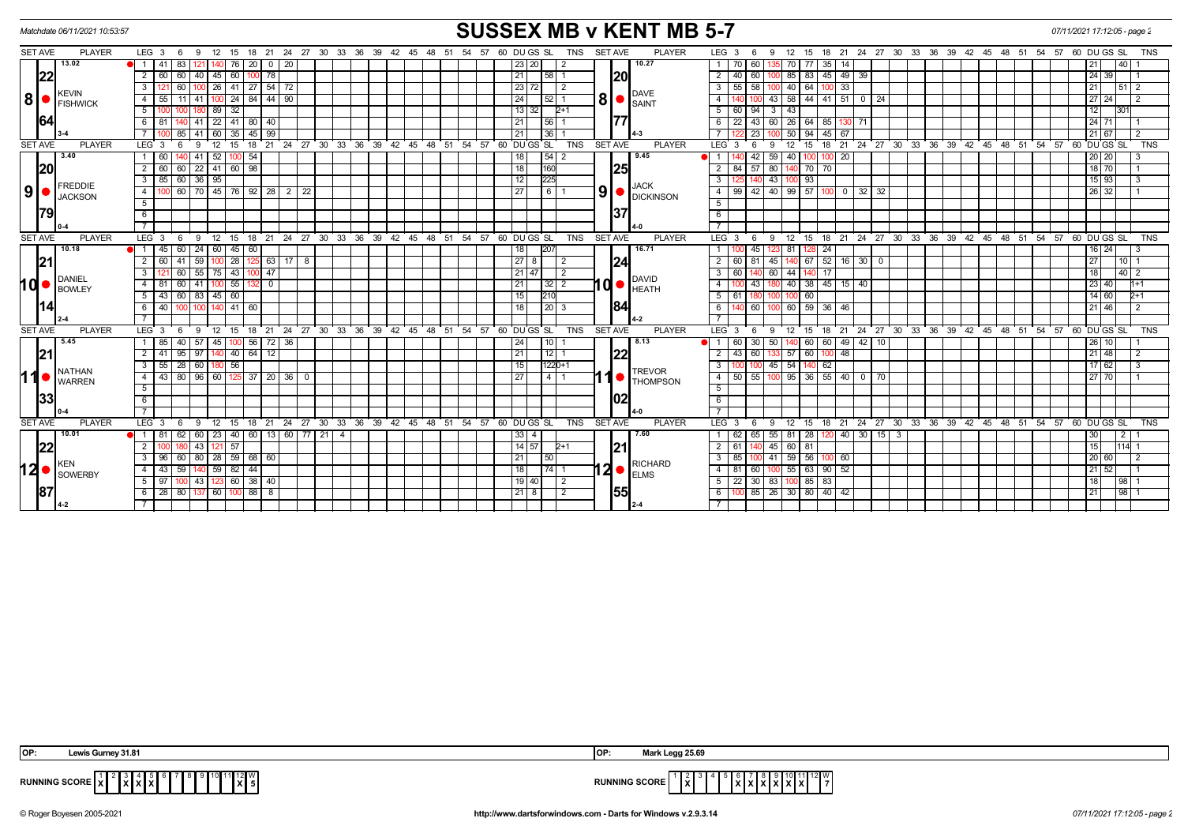Matchdate 06/11/2021 10:53:57

# SUSSEX MB v KENT MB 5-7

07/11/2021 17:12:05 - page 2

## Set 8: Kevin Fishwick v Dave Saint

**KEVIN FISHWICK** — Set Ave 13.02, 22.64, 3-4

| Leg | 3 | 6 | 9 | 12 | 15 | 18 | 21 | 24 | 27 | DU | GS | SL | TNS |
|---|---|---|---|---|---|---|---|---|---|---|---|---|---|
| 1 | 41 | 83 | 121 | 140 | 76 | 20 | 0 | 20 | | 23 | 20 | | 2 |
| 2 | 60 | 60 | 40 | 45 | 60 | 100 | 78 | | | 21 | | 58 | 1 |
| 3 | 121 | 60 | 100 | 26 | 41 | 27 | 54 | 72 | | 23 | 72 | | 2 |
| 4 | 55 | 11 | 41 | 100 | 24 | 84 | 44 | 90 | | 24 | | 52 | 1 |
| 5 | 100 | 100 | 180 | 89 | 32 | | | | | 13 | 32 | | 2+1 |
| 6 | 81 | 140 | 41 | 22 | 41 | 80 | 40 | | | 21 | | 56 | 1 |
| 7 | 100 | 85 | 41 | 60 | 35 | 45 | 99 | | | 21 | | 36 | 1 |

**DAVE SAINT** — Set Ave 10.27, 20.77, 4-3

| Leg | 3 | 6 | 9 | 12 | 15 | 18 | 21 | 24 | 27 | DU | GS | SL | TNS |
|---|---|---|---|---|---|---|---|---|---|---|---|---|---|
| 1 | 70 | 60 | 135 | 70 | 77 | 35 | 14 | | | 21 | | 40 | 1 |
| 2 | 40 | 60 | 100 | 85 | 83 | 45 | 49 | 39 | | 24 | 39 | | 1 |
| 3 | 55 | 58 | 100 | 40 | 64 | 100 | 33 | | | 21 | | 51 | 2 |
| 4 | 140 | 100 | 43 | 58 | 44 | 41 | 51 | 0 | 24 | 27 | 24 | | 2 |
| 5 | 60 | 94 | 3 | 43 | | | | | | 12 | | 301 | |
| 6 | 22 | 43 | 60 | 26 | 64 | 85 | 130 | 71 | | 24 | 71 | | 1 |
| 7 | 122 | 23 | 100 | 50 | 94 | 45 | 67 | | | 21 | 67 | | 2 |

## Set 9: Freddie Jackson v Jack Dickinson

**FREDDIE JACKSON** — Set Ave 3.40, 20.79, 0-4

| Leg | 3 | 6 | 9 | 12 | 15 | 18 | 21 | 24 | 27 | DU | GS | SL | TNS |
|---|---|---|---|---|---|---|---|---|---|---|---|---|---|
| 1 | 60 | 140 | 41 | 52 | 100 | 54 | | | | 18 | | 54 | 2 |
| 2 | 60 | 60 | 22 | 41 | 60 | 98 | | | | 18 | | 160 | |
| 3 | 85 | 60 | 36 | 95 | | | | | | 12 | | 225 | |
| 4 | 100 | 60 | 70 | 45 | 76 | 92 | 28 | 2 | 22 | 27 | | 6 | 1 |

**JACK DICKINSON** — Set Ave 9.45, 25.37, 4-0

| Leg | 3 | 6 | 9 | 12 | 15 | 18 | 21 | 24 | 27 | DU | GS | SL | TNS |
|---|---|---|---|---|---|---|---|---|---|---|---|---|---|
| 1 | 140 | 42 | 59 | 40 | 100 | 100 | 20 | | | 20 | 20 | | 3 |
| 2 | 84 | 57 | 80 | 140 | 70 | 70 | | | | 18 | 70 | | 1 |
| 3 | 125 | 140 | 43 | 100 | 93 | | | | | 15 | 93 | | 3 |
| 4 | 99 | 42 | 40 | 99 | 57 | 100 | 0 | 32 | 32 | 26 | 32 | | 1 |

## Set 10: Daniel Bowley v David Heath

**DANIEL BOWLEY** — Set Ave 10.18, 21.14, 2-4

| Leg | 3 | 6 | 9 | 12 | 15 | 18 | 21 | 24 | 27 | DU | GS | SL | TNS |
|---|---|---|---|---|---|---|---|---|---|---|---|---|---|
| 1 | 45 | 60 | 24 | 60 | 45 | 60 | | | | 18 | | 207 | |
| 2 | 60 | 41 | 59 | 100 | 28 | 125 | 63 | 17 | 8 | 27 | 8 | | 2 |
| 3 | 121 | 60 | 55 | 75 | 43 | 100 | 47 | | | 21 | 47 | | 2 |
| 4 | 81 | 60 | 41 | 100 | 55 | 132 | 0 | | | 21 | | 32 | 2 |
| 5 | 43 | 60 | 83 | 45 | 60 | | | | | 15 | | 210 | |
| 6 | 40 | 100 | 100 | 140 | 41 | 60 | | | | 18 | | 20 | 3 |

**DAVID HEATH** — Set Ave 16.71, 24.84, 4-2

| Leg | 3 | 6 | 9 | 12 | 15 | 18 | 21 | 24 | 27 | DU | GS | SL | TNS |
|---|---|---|---|---|---|---|---|---|---|---|---|---|---|
| 1 | 100 | 45 | 123 | 81 | 128 | 24 | | | | 16 | 24 | | 3 |
| 2 | 60 | 81 | 45 | 140 | 67 | 52 | 16 | 30 | 0 | 27 | | 10 | 1 |
| 3 | 60 | 140 | 60 | 44 | 140 | 17 | | | | 18 | | 40 | 2 |
| 4 | 100 | 43 | 180 | 40 | 38 | 45 | 15 | 40 | | 23 | 40 | | 1+1 |
| 5 | 61 | 180 | 100 | 100 | 60 | | | | | 14 | 60 | | 2+1 |
| 6 | 140 | 60 | 100 | 60 | 59 | 36 | 46 | | | 21 | 46 | | 2 |

## Set 11: Nathan Warren v Trevor Thompson

**NATHAN WARREN** — Set Ave 5.45, 21.33, 0-4

| Leg | 3 | 6 | 9 | 12 | 15 | 18 | 21 | 24 | 27 | DU | GS | SL | TNS |
|---|---|---|---|---|---|---|---|---|---|---|---|---|---|
| 1 | 85 | 40 | 57 | 45 | 100 | 56 | 72 | 36 | | 24 | | 10 | 1 |
| 2 | 41 | 95 | 97 | 140 | 40 | 64 | 12 | | | 21 | | 12 | 1 |
| 3 | 55 | 28 | 60 | 180 | 56 | | | | | 15 | | 122 | 0+1 |
| 4 | 43 | 80 | 96 | 60 | 125 | 37 | 20 | 36 | 0 | 27 | | 4 | 1 |

**TREVOR THOMPSON** — Set Ave 8.13, 22.02, 4-0

| Leg | 3 | 6 | 9 | 12 | 15 | 18 | 21 | 24 | 27 | DU | GS | SL | TNS |
|---|---|---|---|---|---|---|---|---|---|---|---|---|---|
| 1 | 60 | 30 | 50 | 140 | 60 | 60 | 49 | 42 | 10 | 26 | 10 | | 1 |
| 2 | 43 | 60 | 133 | 57 | 60 | 100 | 48 | | | 21 | 48 | | 2 |
| 3 | 100 | 100 | 45 | 54 | 140 | 62 | | | | 17 | 62 | | 3 |
| 4 | 50 | 55 | 100 | 95 | 36 | 55 | 40 | 0 | 70 | 27 | 70 | | 1 |

## Set 12: Ken Sowerby v Richard Elms

**KEN SOWERBY** — Set Ave 10.01, 22.87, 4-2

| Leg | 3 | 6 | 9 | 12 | 15 | 18 | 21 | 24 | 27 | 30 | 33 | DU | GS | SL | TNS |
|---|---|---|---|---|---|---|---|---|---|---|---|---|---|---|---|
| 1 | 81 | 62 | 60 | 23 | 40 | 60 | 13 | 60 | 77 | 21 | 4 | 33 | 4 | | |
| 2 | 100 | 180 | 43 | 121 | 57 | | | | | | | 14 | 57 | | 2+1 |
| 3 | 96 | 60 | 80 | 28 | 59 | 68 | 60 | | | | | 21 | | 50 | |
| 4 | 43 | 59 | 140 | 59 | 82 | 44 | | | | | | 18 | | 74 | 1 |
| 5 | 97 | 100 | 43 | 123 | 60 | 38 | 40 | | | | | 19 | 40 | | 2 |
| 6 | 28 | 80 | 137 | 60 | 100 | 88 | 8 | | | | | 21 | 8 | | 2 |

**RICHARD ELMS** — Set Ave 7.60, 21.55, 2-4

| Leg | 3 | 6 | 9 | 12 | 15 | 18 | 21 | 24 | 27 | 30 | 33 | DU | GS | SL | TNS |
|---|---|---|---|---|---|---|---|---|---|---|---|---|---|---|---|
| 1 | 62 | 65 | 55 | 81 | 28 | 120 | 40 | 30 | 15 | 3 | | 30 | | 2 | 1 |
| 2 | 61 | 140 | 45 | 60 | 81 | | | | | | | 15 | | 114 | 1 |
| 3 | 85 | 100 | 41 | 59 | 56 | 100 | 60 | | | | | 20 | 60 | | 2 |
| 4 | 81 | 60 | 100 | 55 | 63 | 90 | 52 | | | | | 21 | 52 | | 1 |
| 5 | 22 | 30 | 83 | 100 | 85 | 83 | | | | | | 18 | | 98 | 1 |
| 6 | 100 | 85 | 26 | 30 | 80 | 40 | 42 | | | | | 21 | | 98 | 1 |

**OP:** Lewis Gurney 31.81

**OP:** Mark Legg 25.69

**RUNNING SCORE (Sussex)**

| 1 | 2 | 3 | 4 | 5 | 6 | 7 | 8 | 9 | 10 | 11 | 12 | W |
|---|---|---|---|---|---|---|---|---|---|---|---|---|
| X | | X | X | X | | | | | | | X | 5 |

**RUNNING SCORE (Kent)**

| 1 | 2 | 3 | 4 | 5 | 6 | 7 | 8 | 9 | 10 | 11 | 12 | W |
|---|---|---|---|---|---|---|---|---|---|---|---|---|
| | X | | | | X | X | X | X | X | X | | 7 |

© Roger Boyesen 2005-2021 http://www.dartsforwindows.com - Darts for Windows v.2.9.3.14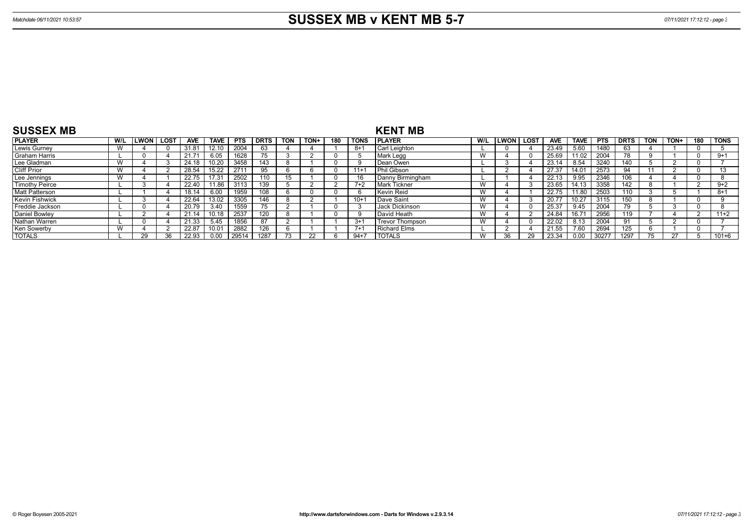# SUSSEX MB v KENT MB 5-7

## SUSSEX MB

| PLAYER | W/L | LWON | LOST | AVE | TAVE | PTS | DRTS | TON | TON+ | 180 | TONS |
|---|---|---|---|---|---|---|---|---|---|---|---|
| Lewis Gurney | W | 4 | 0 | 31.81 | 12.10 | 2004 | 63 | 4 | 4 | 1 | 8+1 |
| Graham Harris | L | 0 | 4 | 21.71 | 6.05 | 1628 | 75 | 3 | 2 | 0 | 5 |
| Lee Gladman | W | 4 | 3 | 24.18 | 10.20 | 3458 | 143 | 8 | 1 | 0 | 9 |
| Cliff Prior | W | 4 | 2 | 28.54 | 15.22 | 2711 | 95 | 6 | 6 | 0 | 11+1 |
| Lee Jennings | W | 4 | 1 | 22.75 | 17.31 | 2502 | 110 | 15 | 1 | 0 | 16 |
| Timothy Peirce | L | 3 | 4 | 22.40 | 11.86 | 3113 | 139 | 5 | 2 | 2 | 7+2 |
| Matt Patterson | L | 1 | 4 | 18.14 | 6.00 | 1959 | 108 | 6 | 0 | 0 | 6 |
| Kevin Fishwick | L | 3 | 4 | 22.64 | 13.02 | 3305 | 146 | 8 | 2 | 1 | 10+1 |
| Freddie Jackson | L | 0 | 4 | 20.79 | 3.40 | 1559 | 75 | 2 | 1 | 0 | 3 |
| Daniel Bowley | L | 2 | 4 | 21.14 | 10.18 | 2537 | 120 | 8 | 1 | 0 | 9 |
| Nathan Warren | L | 0 | 4 | 21.33 | 5.45 | 1856 | 87 | 2 | 1 | 1 | 3+1 |
| Ken Sowerby | W | 4 | 2 | 22.87 | 10.01 | 2882 | 126 | 6 | 1 | 1 | 7+1 |
| TOTALS | L | 29 | 36 | 22.93 | 0.00 | 29514 | 1287 | 73 | 22 | 6 | 94+7 |

## KENT MB

| PLAYER | W/L | LWON | LOST | AVE | TAVE | PTS | DRTS | TON | TON+ | 180 | TONS |
|---|---|---|---|---|---|---|---|---|---|---|---|
| Carl Leighton | L | 0 | 4 | 23.49 | 5.60 | 1480 | 63 | 4 | 1 | 0 | 5 |
| Mark Legg | W | 4 | 0 | 25.69 | 11.02 | 2004 | 78 | 9 | 1 | 0 | 9+1 |
| Dean Owen | L | 3 | 4 | 23.14 | 8.54 | 3240 | 140 | 5 | 2 | 0 | 7 |
| Phil Gibson | L | 2 | 4 | 27.37 | 14.01 | 2573 | 94 | 11 | 2 | 0 | 13 |
| Danny Birmingham | L | 1 | 4 | 22.13 | 9.95 | 2346 | 106 | 4 | 4 | 0 | 8 |
| Mark Tickner | W | 4 | 3 | 23.65 | 14.13 | 3358 | 142 | 8 | 1 | 2 | 9+2 |
| Kevin Reid | W | 4 | 1 | 22.75 | 11.80 | 2503 | 110 | 3 | 5 | 1 | 8+1 |
| Dave Saint | W | 4 | 3 | 20.77 | 10.27 | 3115 | 150 | 8 | 1 | 0 | 9 |
| Jack Dickinson | W | 4 | 0 | 25.37 | 9.45 | 2004 | 79 | 5 | 3 | 0 | 8 |
| David Heath | W | 4 | 2 | 24.84 | 16.71 | 2956 | 119 | 7 | 4 | 2 | 11+2 |
| Trevor Thompson | W | 4 | 0 | 22.02 | 8.13 | 2004 | 91 | 5 | 2 | 0 | 7 |
| Richard Elms | L | 2 | 4 | 21.55 | 7.60 | 2694 | 125 | 6 | 1 | 0 | 7 |
| TOTALS | W | 36 | 29 | 23.34 | 0.00 | 30277 | 1297 | 75 | 27 | 5 | 101+6 |